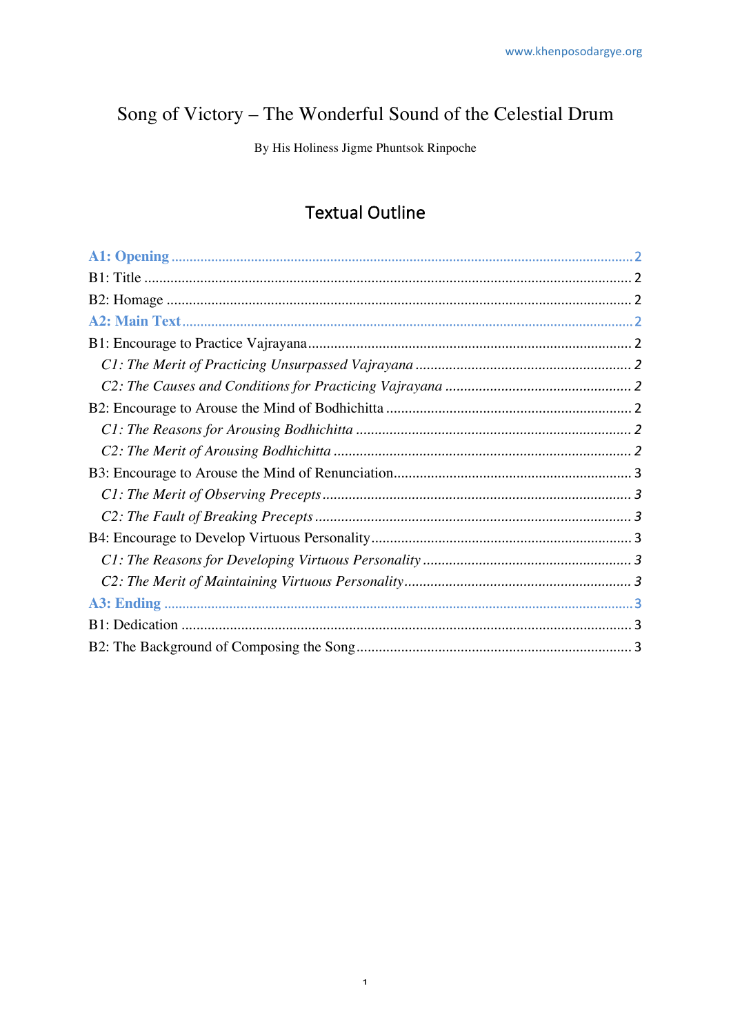# Song of Victory – The Wonderful Sound of the Celestial Drum

By His Holiness Jigme Phuntsok Rinpoche

## Textual Outline

**A1: Opening** .................................................................................... 2

B1: Title .................................................................................... 2

B2: Homage .................................................................................... 2

**A2: Main Text** .................................................................................... 2

B1: Encourage to Practice Vajrayana .................................................................................... 2

*C1: The Merit of Practicing Unsurpassed Vajrayana* .................................................................................... *2*

*C2: The Causes and Conditions for Practicing Vajrayana* .................................................................................... *2*

B2: Encourage to Arouse the Mind of Bodhichitta .................................................................................... 2

*C1: The Reasons for Arousing Bodhichitta* .................................................................................... *2*

*C2: The Merit of Arousing Bodhichitta* .................................................................................... *2*

B3: Encourage to Arouse the Mind of Renunciation .................................................................................... 3

*C1: The Merit of Observing Precepts* .................................................................................... *3*

*C2: The Fault of Breaking Precepts* .................................................................................... *3*

B4: Encourage to Develop Virtuous Personality .................................................................................... 3

*C1: The Reasons for Developing Virtuous Personality* .................................................................................... *3*

*C2: The Merit of Maintaining Virtuous Personality* .................................................................................... *3*

**A3: Ending** .................................................................................... 3

B1: Dedication .................................................................................... 3

B2: The Background of Composing the Song .................................................................................... 3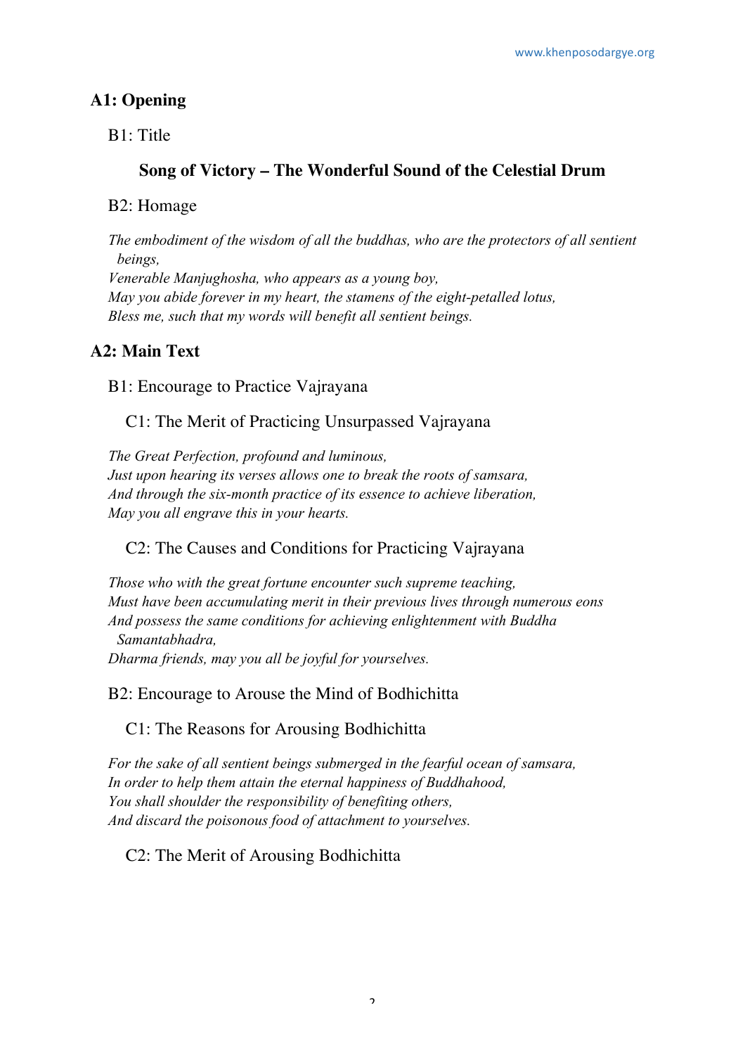## A1: Opening

### B1: Title

**Song of Victory – The Wonderful Sound of the Celestial Drum**

### B2: Homage

*The embodiment of the wisdom of all the buddhas, who are the protectors of all sentient beings,*
*Venerable Manjughosha, who appears as a young boy,*
*May you abide forever in my heart, the stamens of the eight-petalled lotus,*
*Bless me, such that my words will benefit all sentient beings.*

## A2: Main Text

### B1: Encourage to Practice Vajrayana

#### C1: The Merit of Practicing Unsurpassed Vajrayana

*The Great Perfection, profound and luminous,*
*Just upon hearing its verses allows one to break the roots of samsara,*
*And through the six-month practice of its essence to achieve liberation,*
*May you all engrave this in your hearts.*

#### C2: The Causes and Conditions for Practicing Vajrayana

*Those who with the great fortune encounter such supreme teaching,*
*Must have been accumulating merit in their previous lives through numerous eons*
*And possess the same conditions for achieving enlightenment with Buddha Samantabhadra,*
*Dharma friends, may you all be joyful for yourselves.*

### B2: Encourage to Arouse the Mind of Bodhichitta

#### C1: The Reasons for Arousing Bodhichitta

*For the sake of all sentient beings submerged in the fearful ocean of samsara,*
*In order to help them attain the eternal happiness of Buddhahood,*
*You shall shoulder the responsibility of benefiting others,*
*And discard the poisonous food of attachment to yourselves.*

#### C2: The Merit of Arousing Bodhichitta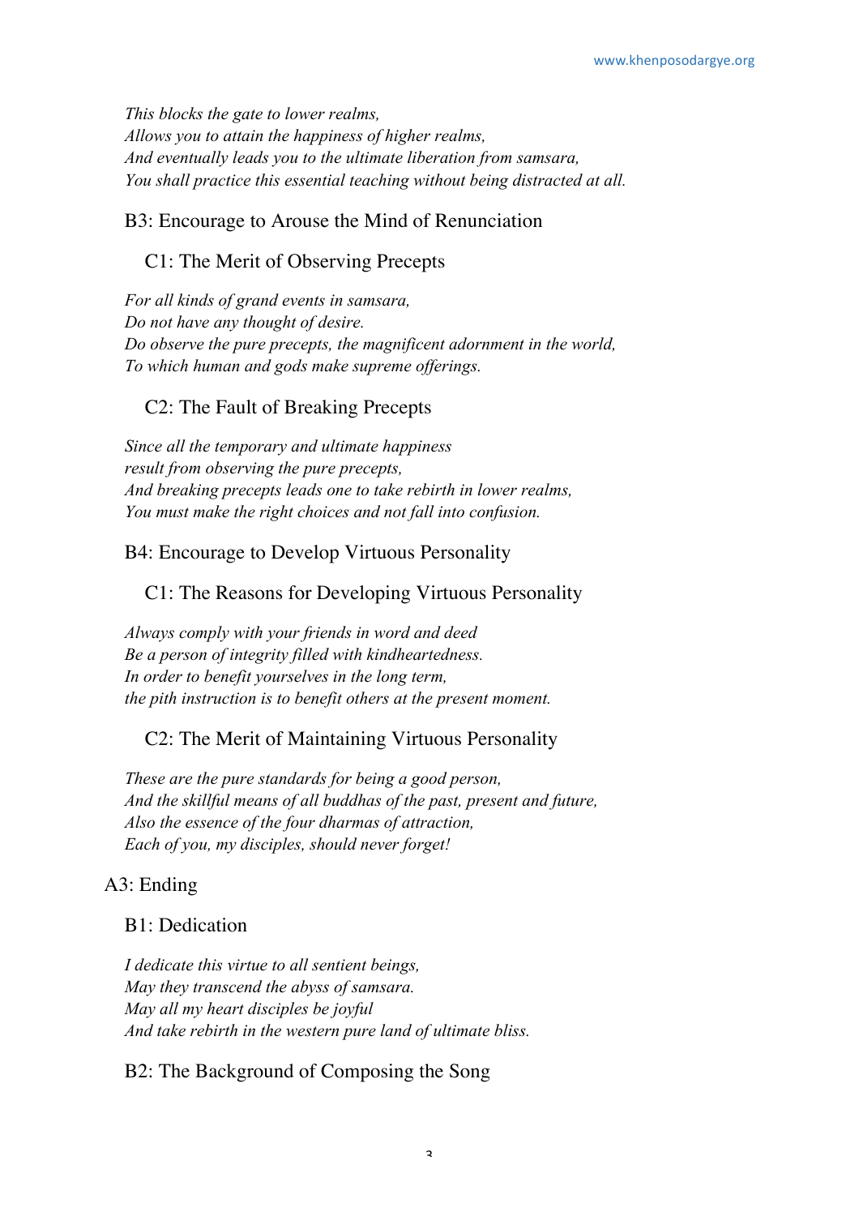*This blocks the gate to lower realms,*
*Allows you to attain the happiness of higher realms,*
*And eventually leads you to the ultimate liberation from samsara,*
*You shall practice this essential teaching without being distracted at all.*

### B3: Encourage to Arouse the Mind of Renunciation

#### C1: The Merit of Observing Precepts

*For all kinds of grand events in samsara,*
*Do not have any thought of desire.*
*Do observe the pure precepts, the magnificent adornment in the world,*
*To which human and gods make supreme offerings.*

#### C2: The Fault of Breaking Precepts

*Since all the temporary and ultimate happiness*
*result from observing the pure precepts,*
*And breaking precepts leads one to take rebirth in lower realms,*
*You must make the right choices and not fall into confusion.*

### B4: Encourage to Develop Virtuous Personality

#### C1: The Reasons for Developing Virtuous Personality

*Always comply with your friends in word and deed*
*Be a person of integrity filled with kindheartedness.*
*In order to benefit yourselves in the long term,*
*the pith instruction is to benefit others at the present moment.*

#### C2: The Merit of Maintaining Virtuous Personality

*These are the pure standards for being a good person,*
*And the skillful means of all buddhas of the past, present and future,*
*Also the essence of the four dharmas of attraction,*
*Each of you, my disciples, should never forget!*

## A3: Ending

### B1: Dedication

*I dedicate this virtue to all sentient beings,*
*May they transcend the abyss of samsara.*
*May all my heart disciples be joyful*
*And take rebirth in the western pure land of ultimate bliss.*

### B2: The Background of Composing the Song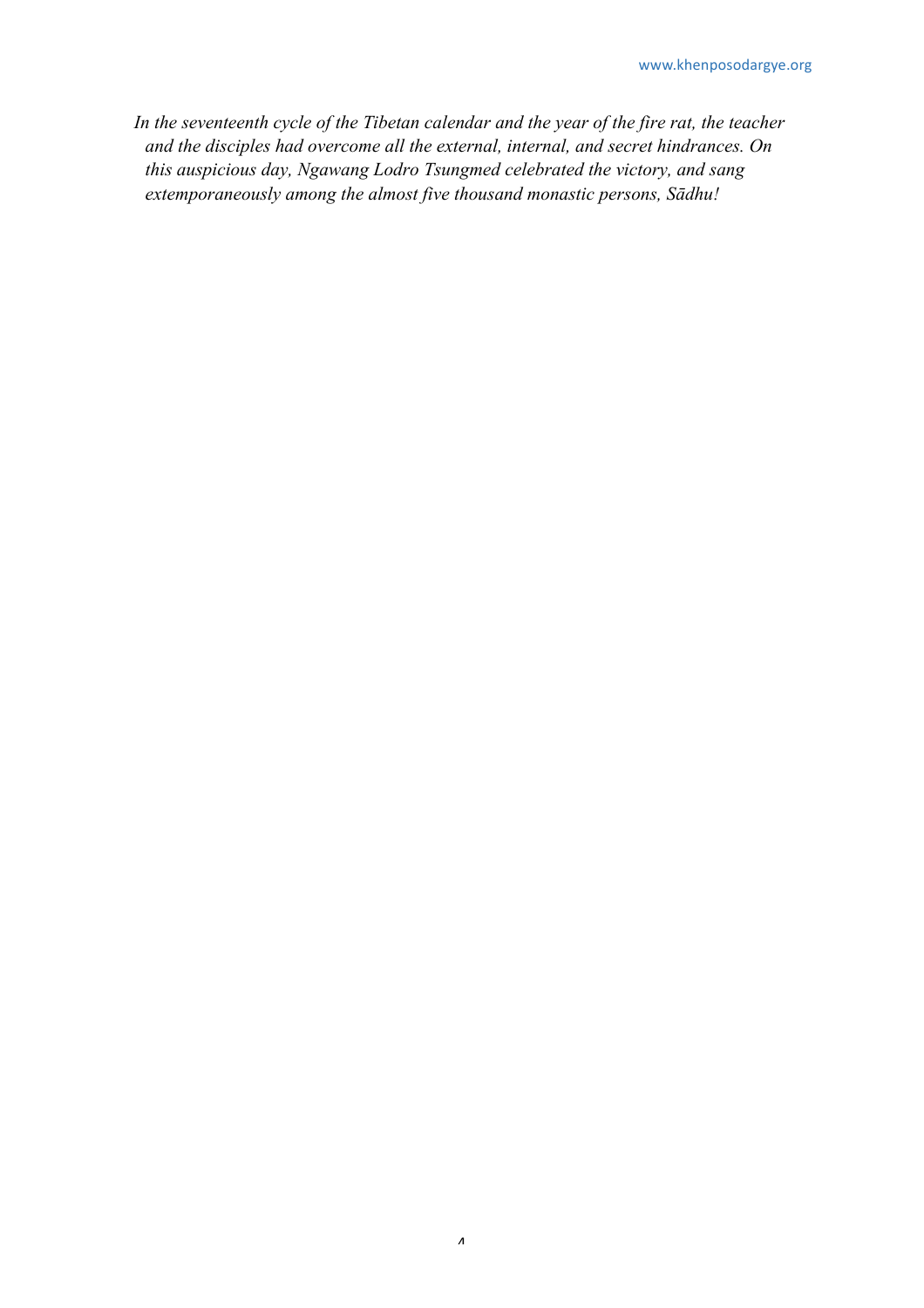*In the seventeenth cycle of the Tibetan calendar and the year of the fire rat, the teacher and the disciples had overcome all the external, internal, and secret hindrances. On this auspicious day, Ngawang Lodro Tsungmed celebrated the victory, and sang extemporaneously among the almost five thousand monastic persons, Sādhu!*